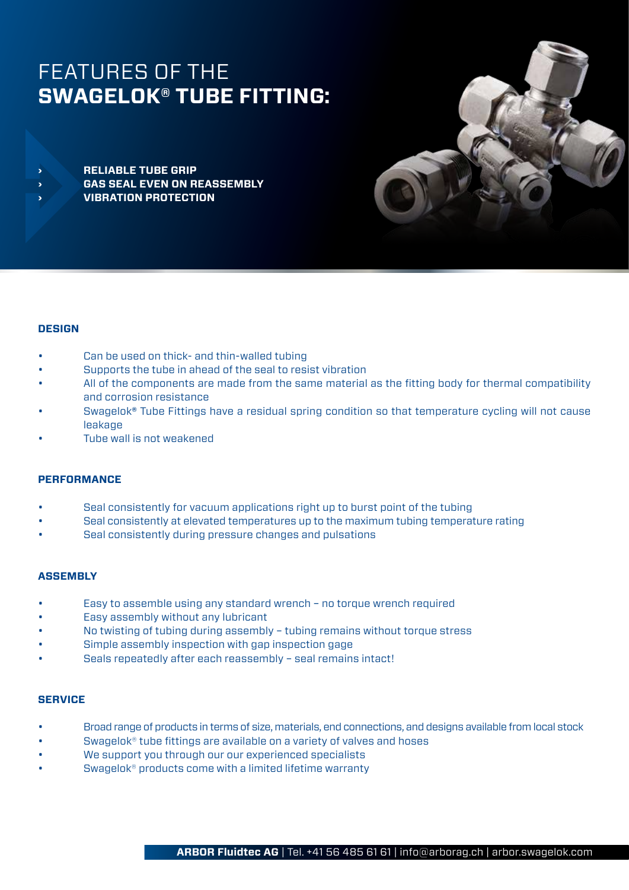# FEATURES OF THE **SWAGELOK® TUBE FITTING:**

- **RELIABLE TUBE GRIP**
- **GAS SEAL EVEN ON REASSEMBLY**
- **VIBRATION PROTECTION**

## DESIGN

- Can be used on thick- and thin-walled tubing
- Supports the tube in ahead of the seal to resist vibration
- All of the components are made from the same material as the fitting body for thermal compatibility and corrosion resistance
- Swagelok® Tube Fittings have a residual spring condition so that temperature cycling will not cause leakage
- Tube wall is not weakened

## PERFORMANCE

- Seal consistently for vacuum applications right up to burst point of the tubing
- Seal consistently at elevated temperatures up to the maximum tubing temperature rating
- Seal consistently during pressure changes and pulsations

## ASSEMBLY

- Easy to assemble using any standard wrench – no torque wrench required
- Easy assembly without any lubricant
- No twisting of tubing during assembly – tubing remains without torque stress
- Simple assembly inspection with gap inspection gage
- Seals repeatedly after each reassembly – seal remains intact!

## SERVICE

- Broad range of products in terms of size, materials, end connections, and designs available from local stock
- Swagelok® tube fittings are available on a variety of valves and hoses
- We support you through our our experienced specialists
- Swagelok® products come with a limited lifetime warranty

**ARBOR Fluidtec AG** | Tel. +41 56 485 61 61 | info@arborag.ch | arbor.swagelok.com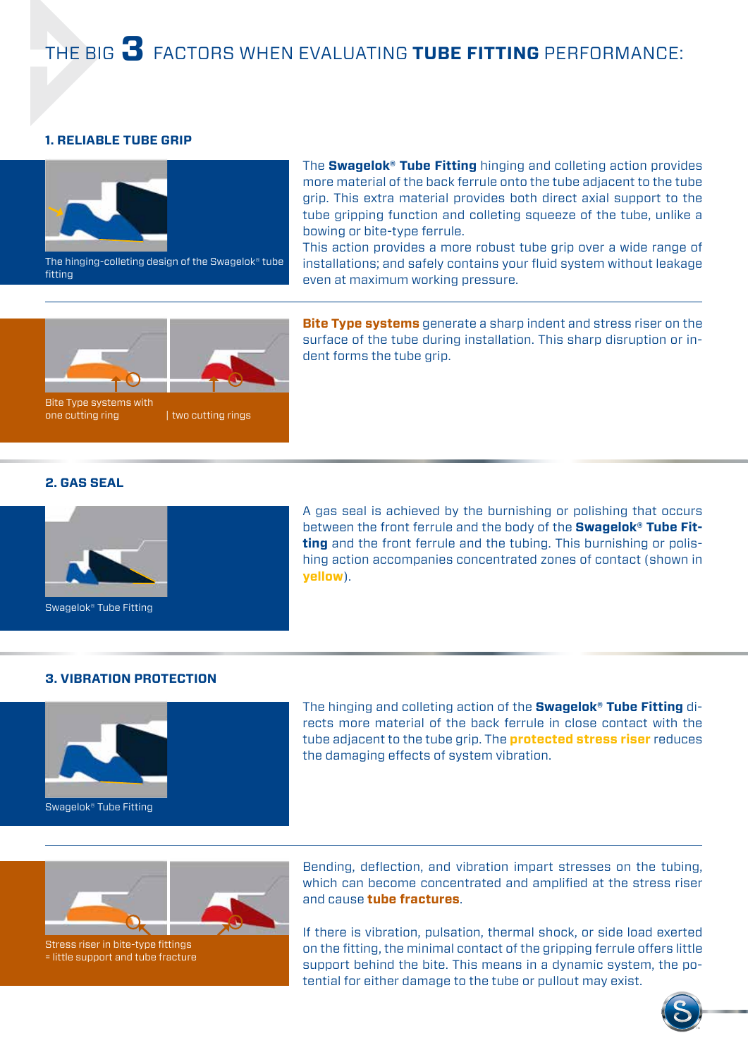# THE BIG 3 FACTORS WHEN EVALUATING **TUBE FITTING** PERFORMANCE:

## 1. RELIABLE TUBE GRIP

The hinging-colleting design of the Swagelok® tube fitting

The **Swagelok® Tube Fitting** hinging and colleting action provides more material of the back ferrule onto the tube adjacent to the tube grip. This extra material provides both direct axial support to the tube gripping function and colleting squeeze of the tube, unlike a bowing or bite-type ferrule.
This action provides a more robust tube grip over a wide range of installations; and safely contains your fluid system without leakage even at maximum working pressure.

Bite Type systems with one cutting ring | two cutting rings

**Bite Type systems** generate a sharp indent and stress riser on the surface of the tube during installation. This sharp disruption or indent forms the tube grip.

## 2. GAS SEAL

Swagelok® Tube Fitting

A gas seal is achieved by the burnishing or polishing that occurs between the front ferrule and the body of the **Swagelok® Tube Fitting** and the front ferrule and the tubing. This burnishing or polishing action accompanies concentrated zones of contact (shown in **yellow**).

## 3. VIBRATION PROTECTION

Swagelok® Tube Fitting

The hinging and colleting action of the **Swagelok® Tube Fitting** directs more material of the back ferrule in close contact with the tube adjacent to the tube grip. The **protected stress riser** reduces the damaging effects of system vibration.

Stress riser in bite-type fittings = little support and tube fracture

Bending, deflection, and vibration impart stresses on the tubing, which can become concentrated and amplified at the stress riser and cause **tube fractures**.

If there is vibration, pulsation, thermal shock, or side load exerted on the fitting, the minimal contact of the gripping ferrule offers little support behind the bite. This means in a dynamic system, the potential for either damage to the tube or pullout may exist.